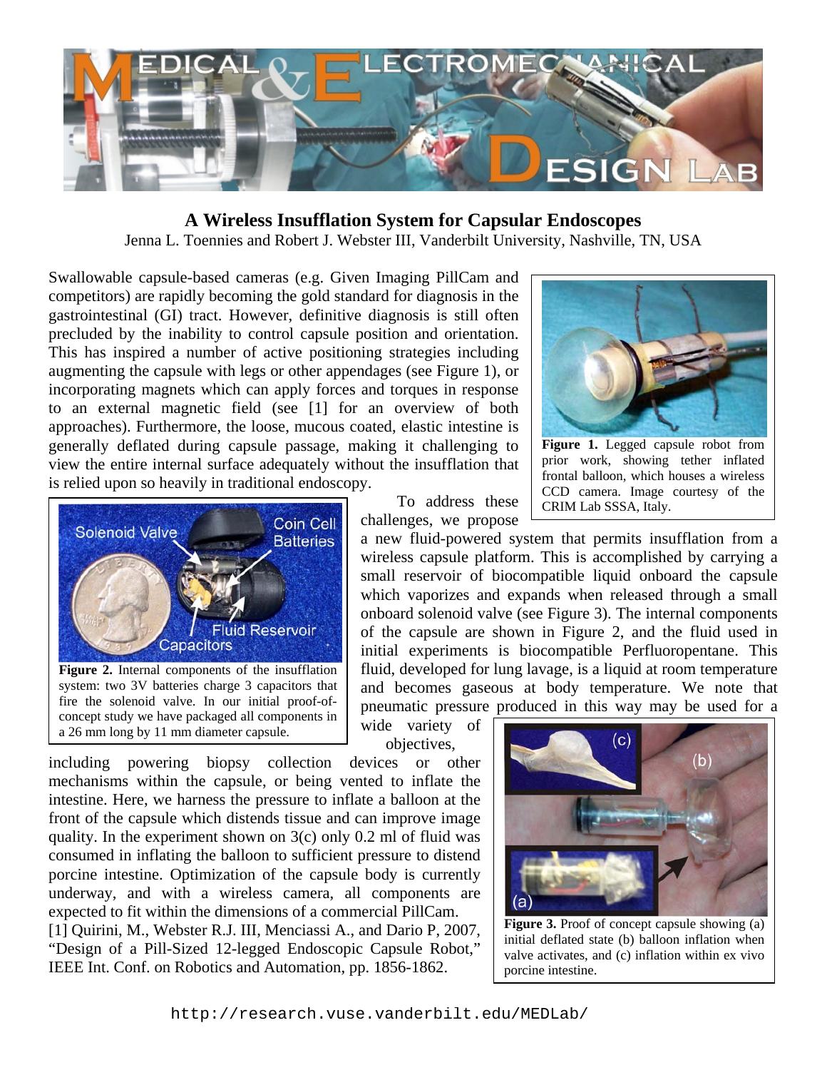# A Wireless Insufflation System for Capsular Endoscopes

Jenna L. Toennies and Robert J. Webster III, Vanderbilt University, Nashville, TN, USA

Swallowable capsule-based cameras (e.g. Given Imaging PillCam and competitors) are rapidly becoming the gold standard for diagnosis in the gastrointestinal (GI) tract. However, definitive diagnosis is still often precluded by the inability to control capsule position and orientation. This has inspired a number of active positioning strategies including augmenting the capsule with legs or other appendages (see Figure 1), or incorporating magnets which can apply forces and torques in response to an external magnetic field (see [1] for an overview of both approaches). Furthermore, the loose, mucous coated, elastic intestine is generally deflated during capsule passage, making it challenging to view the entire internal surface adequately without the insufflation that is relied upon so heavily in traditional endoscopy.

**Figure 1.** Legged capsule robot from prior work, showing tether inflated frontal balloon, which houses a wireless CCD camera. Image courtesy of the CRIM Lab SSSA, Italy.

To address these challenges, we propose a new fluid-powered system that permits insufflation from a wireless capsule platform. This is accomplished by carrying a small reservoir of biocompatible liquid onboard the capsule which vaporizes and expands when released through a small onboard solenoid valve (see Figure 3). The internal components of the capsule are shown in Figure 2, and the fluid used in initial experiments is biocompatible Perfluoropentane. This fluid, developed for lung lavage, is a liquid at room temperature and becomes gaseous at body temperature. We note that pneumatic pressure produced in this way may be used for a wide variety of objectives, including powering biopsy collection devices or other mechanisms within the capsule, or being vented to inflate the intestine. Here, we harness the pressure to inflate a balloon at the front of the capsule which distends tissue and can improve image quality. In the experiment shown on 3(c) only 0.2 ml of fluid was consumed in inflating the balloon to sufficient pressure to distend porcine intestine. Optimization of the capsule body is currently underway, and with a wireless camera, all components are expected to fit within the dimensions of a commercial PillCam.

**Figure 2.** Internal components of the insufflation system: two 3V batteries charge 3 capacitors that fire the solenoid valve. In our initial proof-of-concept study we have packaged all components in a 26 mm long by 11 mm diameter capsule.

**Figure 3.** Proof of concept capsule showing (a) initial deflated state (b) balloon inflation when valve activates, and (c) inflation within ex vivo porcine intestine.

[1] Quirini, M., Webster R.J. III, Menciassi A., and Dario P, 2007, "Design of a Pill-Sized 12-legged Endoscopic Capsule Robot," IEEE Int. Conf. on Robotics and Automation, pp. 1856-1862.

http://research.vuse.vanderbilt.edu/MEDLab/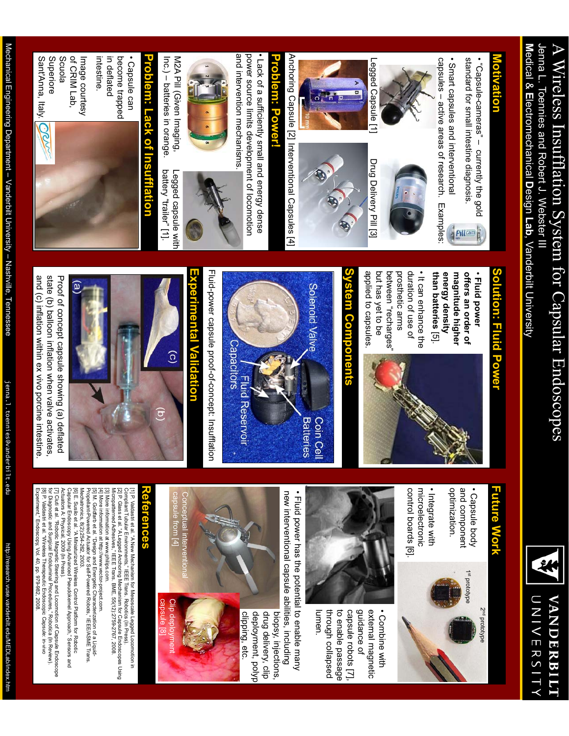# A Wireless Insufflation System for Capsular Endoscopes

Jenna L. Toennies and Robert J. Webster III

**M**edical & **E**lectromechanical **D**esign **Lab**, Vanderbilt University

VANDERBILT UNIVERSITY

## Motivation

- "Capsule-cameras" – currently the gold standard for small intestine diagnosis.
- Smart capsules and interventional capsules – active areas of research. Examples:

Legged Capsule [1]

Drug Delivery Pill [3]

Anchoring Capsule [2]

Interventional Capsules [4]

## Problem: Power!

- Lack of a sufficiently small and energy dense power source limits development of locomotion and intervention mechanisms.

M2A Pill (Given Imaging, Inc.) – batteries in orange.

Legged capsule with battery "trailer" [1].

## Problem: Lack of Insufflation

- Capsule can become trapped in deflated intestine.

Image courtesy of CRIM Lab, Scuola Superiore Sant'Anna, Italy.

## Solution: Fluid Power

- **Fluid power offers an order of magnitude higher energy density than batteries** [5].
- It can enhance the duration of use of prosthetic arms between "recharges" but has yet to be applied to capsules.

## System Components

Solenoid Valve

Capacitors

Fluid Reservoir

Coin Cell Batteries

Fluid-power capsule proof-of-concept: Insufflation

## Experimental Validation

(a) (b) (c)

Proof of concept capsule showing (a) deflated state (b) balloon inflation when valve activates, and (c) inflation within ex vivo porcine intestine.

## Future Work

- Capsule body and component optimization.
- Integrate with microelectronic control boards [6].

1[st] prototype

2[nd] prototype

- Combine with external magnetic guidance of capsule robots [7], to enable passage through collapsed lumen.
- Fluid power has the potential to enable many new interventional capsule abilities, including biopsy, injections, drug delivery, clip deployment, polyp clipping, etc.

Conceptual interventional capsule from [4]

Clip deployment capsule [8]

## References

[1] P. Valdastri et al., "A New Mechanism for Mesoscale Legged Locomotion in Compliant Tubular Environments," IEEE Trans. Robotics (In Press).
[2] P. Glass et al., "A Legged Anchoring Mechanism for Capsule Endoscopes Using Micropatterned Adhesives," IEEE Trans. BME, 55(12):2759-2767, 2008.
[3] More information at www.philips.com.
[4] More information at http://www.vector-project.com.
[5] M. Goldfarb et al., "Design and Energetic Characterization of a Liquid-Propellant-Powered Actuator for Self-Powered Robots," IEEE/ASME Trans. Mechatronics, 8(2):254-262, 2003.
[6] E. Susilo et al., "A Miniaturized Wireless Control Platform for Robotic Capsular Endoscopy Using Advanced Pseudokernel Approach," Sensors and Actuators A: Physical, 2009 (In Press).
[7] Ciuti et al., "Robotic Magnetic Steering and Locomotion of Capsule Endoscope for Diagnostic and Surgical Endoluminal Procedures," Robotica (In Review).
[8] P. Valdastri et al., "Wireless Therapeutic Endoscopic Capsule: in-vivo Experiment," Endoscopy, Vol. 40, pp. 979-982, 2008.

Mechanical Engineering Department – Vanderbilt University – Nashville, Tennessee jenna.l.toennies@vanderbilt.edu http://research.vuse.vanderbilt.edu/MEDLab/index.htm